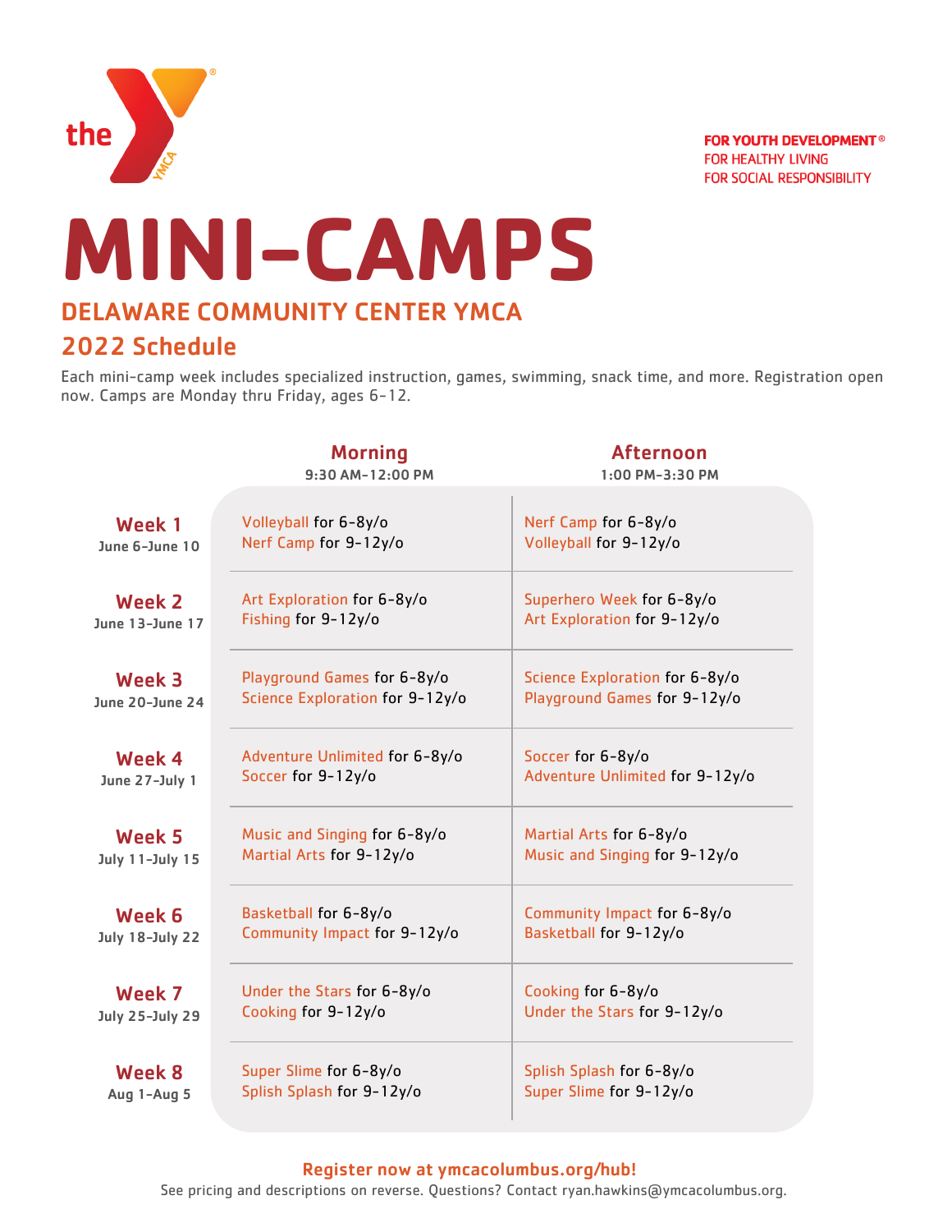the YMCA

**FOR YOUTH DEVELOPMENT®**
FOR HEALTHY LIVING
FOR SOCIAL RESPONSIBILITY

# MINI-CAMPS

## DELAWARE COMMUNITY CENTER YMCA

## 2022 Schedule

Each mini-camp week includes specialized instruction, games, swimming, snack time, and more. Registration open now. Camps are Monday thru Friday, ages 6-12.

| | Morning<br>9:30 AM-12:00 PM | Afternoon<br>1:00 PM-3:30 PM |
|---|---|---|
| **Week 1**<br>June 6-June 10 | Volleyball for 6-8y/o<br>Nerf Camp for 9-12y/o | Nerf Camp for 6-8y/o<br>Volleyball for 9-12y/o |
| **Week 2**<br>June 13-June 17 | Art Exploration for 6-8y/o<br>Fishing for 9-12y/o | Superhero Week for 6-8y/o<br>Art Exploration for 9-12y/o |
| **Week 3**<br>June 20-June 24 | Playground Games for 6-8y/o<br>Science Exploration for 9-12y/o | Science Exploration for 6-8y/o<br>Playground Games for 9-12y/o |
| **Week 4**<br>June 27-July 1 | Adventure Unlimited for 6-8y/o<br>Soccer for 9-12y/o | Soccer for 6-8y/o<br>Adventure Unlimited for 9-12y/o |
| **Week 5**<br>July 11-July 15 | Music and Singing for 6-8y/o<br>Martial Arts for 9-12y/o | Martial Arts for 6-8y/o<br>Music and Singing for 9-12y/o |
| **Week 6**<br>July 18-July 22 | Basketball for 6-8y/o<br>Community Impact for 9-12y/o | Community Impact for 6-8y/o<br>Basketball for 9-12y/o |
| **Week 7**<br>July 25-July 29 | Under the Stars for 6-8y/o<br>Cooking for 9-12y/o | Cooking for 6-8y/o<br>Under the Stars for 9-12y/o |
| **Week 8**<br>Aug 1-Aug 5 | Super Slime for 6-8y/o<br>Splish Splash for 9-12y/o | Splish Splash for 6-8y/o<br>Super Slime for 9-12y/o |

**Register now at ymcacolumbus.org/hub!**

See pricing and descriptions on reverse. Questions? Contact ryan.hawkins@ymcacolumbus.org.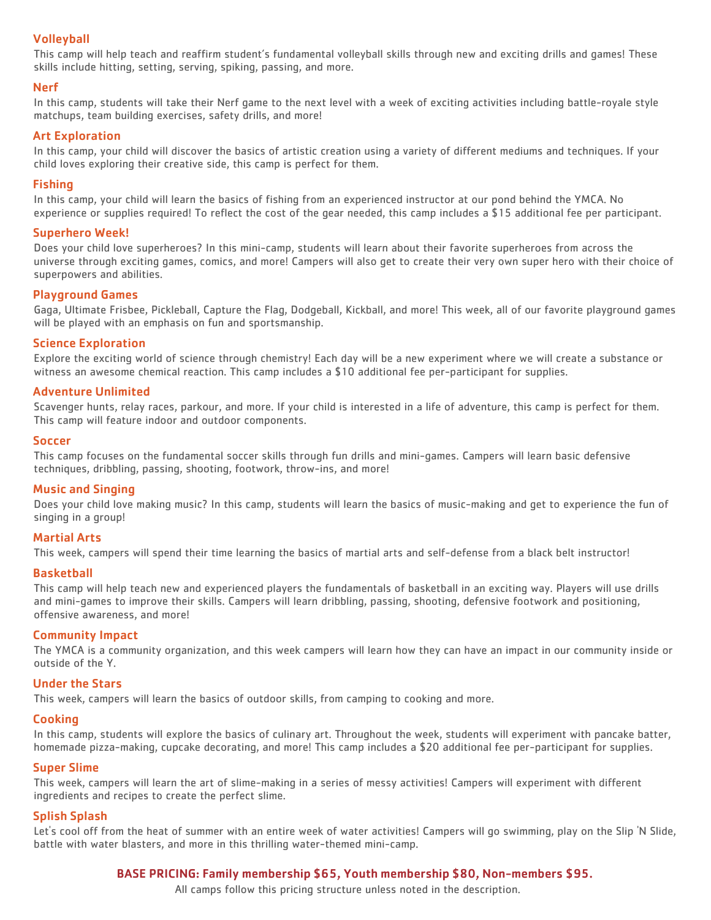### Volleyball

This camp will help teach and reaffirm student's fundamental volleyball skills through new and exciting drills and games! These skills include hitting, setting, serving, spiking, passing, and more.

### Nerf

In this camp, students will take their Nerf game to the next level with a week of exciting activities including battle-royale style matchups, team building exercises, safety drills, and more!

### Art Exploration

In this camp, your child will discover the basics of artistic creation using a variety of different mediums and techniques. If your child loves exploring their creative side, this camp is perfect for them.

### Fishing

In this camp, your child will learn the basics of fishing from an experienced instructor at our pond behind the YMCA. No experience or supplies required! To reflect the cost of the gear needed, this camp includes a $15 additional fee per participant.

### Superhero Week!

Does your child love superheroes? In this mini-camp, students will learn about their favorite superheroes from across the universe through exciting games, comics, and more! Campers will also get to create their very own super hero with their choice of superpowers and abilities.

### Playground Games

Gaga, Ultimate Frisbee, Pickleball, Capture the Flag, Dodgeball, Kickball, and more! This week, all of our favorite playground games will be played with an emphasis on fun and sportsmanship.

### Science Exploration

Explore the exciting world of science through chemistry! Each day will be a new experiment where we will create a substance or witness an awesome chemical reaction. This camp includes a $10 additional fee per-participant for supplies.

### Adventure Unlimited

Scavenger hunts, relay races, parkour, and more. If your child is interested in a life of adventure, this camp is perfect for them. This camp will feature indoor and outdoor components.

### Soccer

This camp focuses on the fundamental soccer skills through fun drills and mini-games. Campers will learn basic defensive techniques, dribbling, passing, shooting, footwork, throw-ins, and more!

### Music and Singing

Does your child love making music? In this camp, students will learn the basics of music-making and get to experience the fun of singing in a group!

### Martial Arts

This week, campers will spend their time learning the basics of martial arts and self-defense from a black belt instructor!

### Basketball

This camp will help teach new and experienced players the fundamentals of basketball in an exciting way. Players will use drills and mini-games to improve their skills. Campers will learn dribbling, passing, shooting, defensive footwork and positioning, offensive awareness, and more!

### Community Impact

The YMCA is a community organization, and this week campers will learn how they can have an impact in our community inside or outside of the Y.

### Under the Stars

This week, campers will learn the basics of outdoor skills, from camping to cooking and more.

### Cooking

In this camp, students will explore the basics of culinary art. Throughout the week, students will experiment with pancake batter, homemade pizza-making, cupcake decorating, and more! This camp includes a $20 additional fee per-participant for supplies.

### Super Slime

This week, campers will learn the art of slime-making in a series of messy activities! Campers will experiment with different ingredients and recipes to create the perfect slime.

### Splish Splash

Let's cool off from the heat of summer with an entire week of water activities! Campers will go swimming, play on the Slip 'N Slide, battle with water blasters, and more in this thrilling water-themed mini-camp.

**BASE PRICING: Family membership $65, Youth membership $80, Non-members $95.**

All camps follow this pricing structure unless noted in the description.